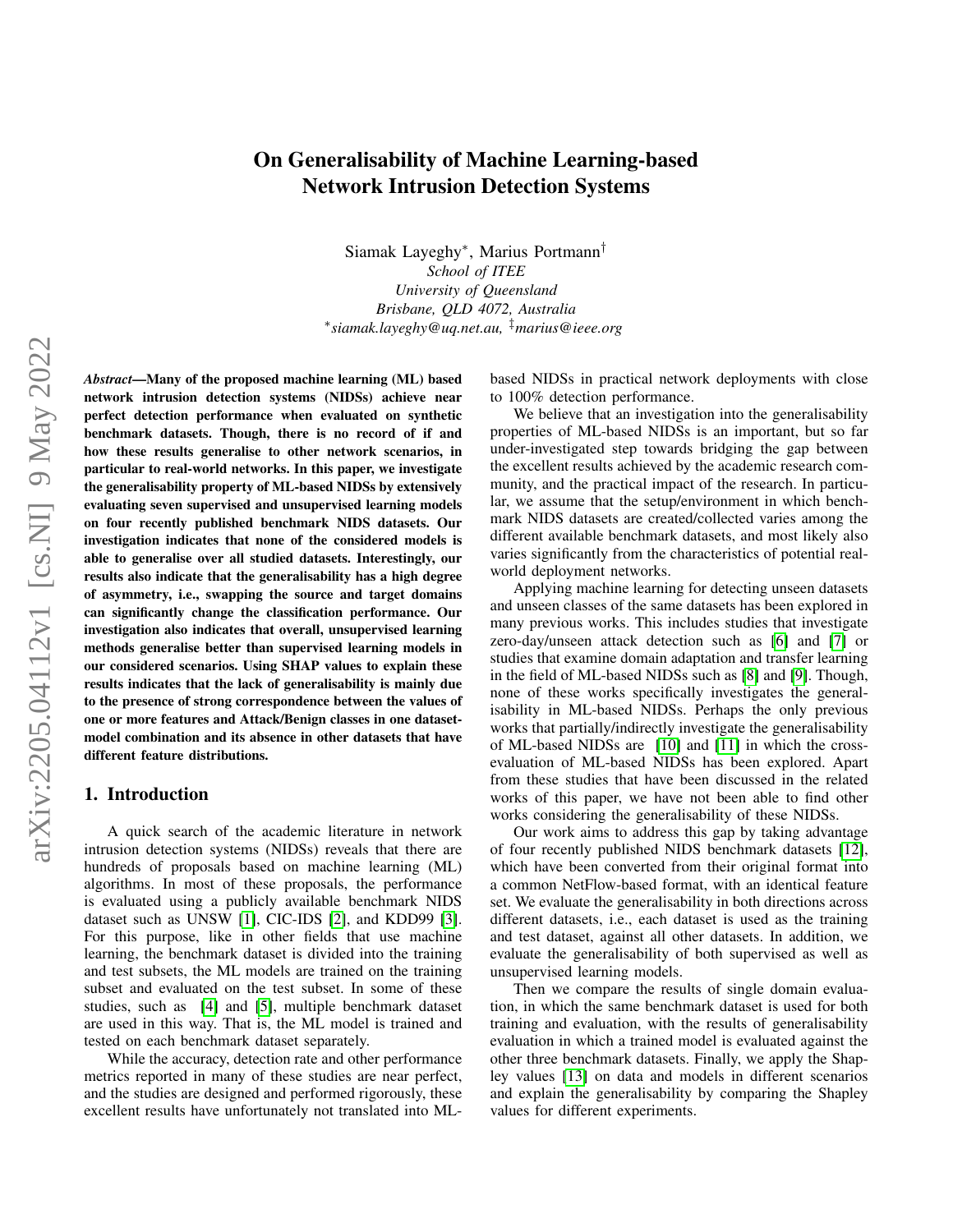# On Generalisability of Machine Learning-based Network Intrusion Detection Systems

Siamak Layeghy[*], Marius Portmann[†]
*School of ITEE*
*University of Queensland*
*Brisbane, QLD 4072, Australia*
[*]*siamak.layeghy@uq.net.au*, [‡]*marius@ieee.org*

***Abstract*—Many of the proposed machine learning (ML) based network intrusion detection systems (NIDSs) achieve near perfect detection performance when evaluated on synthetic benchmark datasets. Though, there is no record of if and how these results generalise to other network scenarios, in particular to real-world networks. In this paper, we investigate the generalisability property of ML-based NIDSs by extensively evaluating seven supervised and unsupervised learning models on four recently published benchmark NIDS datasets. Our investigation indicates that none of the considered models is able to generalise over all studied datasets. Interestingly, our results also indicate that the generalisability has a high degree of asymmetry, i.e., swapping the source and target domains can significantly change the classification performance. Our investigation also indicates that overall, unsupervised learning methods generalise better than supervised learning models in our considered scenarios. Using SHAP values to explain these results indicates that the lack of generalisability is mainly due to the presence of strong correspondence between the values of one or more features and Attack/Benign classes in one dataset-model combination and its absence in other datasets that have different feature distributions.**

## 1. Introduction

A quick search of the academic literature in network intrusion detection systems (NIDSs) reveals that there are hundreds of proposals based on machine learning (ML) algorithms. In most of these proposals, the performance is evaluated using a publicly available benchmark NIDS dataset such as UNSW [1], CIC-IDS [2], and KDD99 [3]. For this purpose, like in other fields that use machine learning, the benchmark dataset is divided into the training and test subsets, the ML models are trained on the training subset and evaluated on the test subset. In some of these studies, such as [4] and [5], multiple benchmark dataset are used in this way. That is, the ML model is trained and tested on each benchmark dataset separately.

While the accuracy, detection rate and other performance metrics reported in many of these studies are near perfect, and the studies are designed and performed rigorously, these excellent results have unfortunately not translated into ML-based NIDSs in practical network deployments with close to 100% detection performance.

We believe that an investigation into the generalisability properties of ML-based NIDSs is an important, but so far under-investigated step towards bridging the gap between the excellent results achieved by the academic research community, and the practical impact of the research. In particular, we assume that the setup/environment in which benchmark NIDS datasets are created/collected varies among the different available benchmark datasets, and most likely also varies significantly from the characteristics of potential real-world deployment networks.

Applying machine learning for detecting unseen datasets and unseen classes of the same datasets has been explored in many previous works. This includes studies that investigate zero-day/unseen attack detection such as [6] and [7] or studies that examine domain adaptation and transfer learning in the field of ML-based NIDSs such as [8] and [9]. Though, none of these works specifically investigates the generalisability in ML-based NIDSs. Perhaps the only previous works that partially/indirectly investigate the generalisability of ML-based NIDSs are [10] and [11] in which the cross-evaluation of ML-based NIDSs has been explored. Apart from these studies that have been discussed in the related works of this paper, we have not been able to find other works considering the generalisability of these NIDSs.

Our work aims to address this gap by taking advantage of four recently published NIDS benchmark datasets [12], which have been converted from their original format into a common NetFlow-based format, with an identical feature set. We evaluate the generalisability in both directions across different datasets, i.e., each dataset is used as the training and test dataset, against all other datasets. In addition, we evaluate the generalisability of both supervised as well as unsupervised learning models.

Then we compare the results of single domain evaluation, in which the same benchmark dataset is used for both training and evaluation, with the results of generalisability evaluation in which a trained model is evaluated against the other three benchmark datasets. Finally, we apply the Shapley values [13] on data and models in different scenarios and explain the generalisability by comparing the Shapley values for different experiments.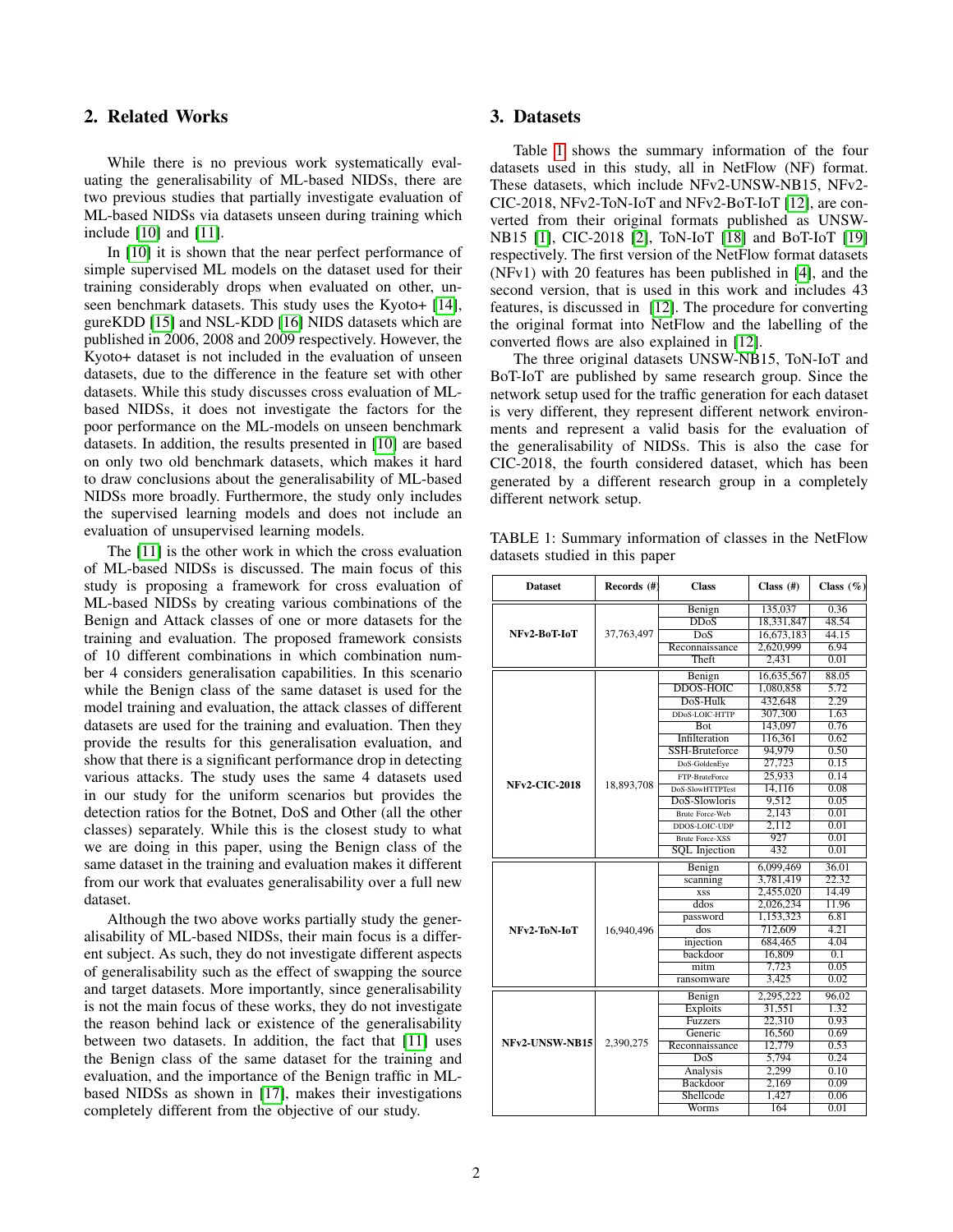## 2. Related Works

While there is no previous work systematically evaluating the generalisability of ML-based NIDSs, there are two previous studies that partially investigate evaluation of ML-based NIDSs via datasets unseen during training which include [10] and [11].

In [10] it is shown that the near perfect performance of simple supervised ML models on the dataset used for their training considerably drops when evaluated on other, unseen benchmark datasets. This study uses the Kyoto+ [14], gureKDD [15] and NSL-KDD [16] NIDS datasets which are published in 2006, 2008 and 2009 respectively. However, the Kyoto+ dataset is not included in the evaluation of unseen datasets, due to the difference in the feature set with other datasets. While this study discusses cross evaluation of ML-based NIDSs, it does not investigate the factors for the poor performance on the ML-models on unseen benchmark datasets. In addition, the results presented in [10] are based on only two old benchmark datasets, which makes it hard to draw conclusions about the generalisability of ML-based NIDSs more broadly. Furthermore, the study only includes the supervised learning models and does not include an evaluation of unsupervised learning models.

The [11] is the other work in which the cross evaluation of ML-based NIDSs is discussed. The main focus of this study is proposing a framework for cross evaluation of ML-based NIDSs by creating various combinations of the Benign and Attack classes of one or more datasets for the training and evaluation. The proposed framework consists of 10 different combinations in which combination number 4 considers generalisation capabilities. In this scenario while the Benign class of the same dataset is used for the model training and evaluation, the attack classes of different datasets are used for the training and evaluation. Then they provide the results for this generalisation evaluation, and show that there is a significant performance drop in detecting various attacks. The study uses the same 4 datasets used in our study for the uniform scenarios but provides the detection ratios for the Botnet, DoS and Other (all the other classes) separately. While this is the closest study to what we are doing in this paper, using the Benign class of the same dataset in the training and evaluation makes it different from our work that evaluates generalisability over a full new dataset.

Although the two above works partially study the generalisability of ML-based NIDSs, their main focus is a different subject. As such, they do not investigate different aspects of generalisability such as the effect of swapping the source and target datasets. More importantly, since generalisability is not the main focus of these works, they do not investigate the reason behind lack or existence of the generalisability between two datasets. In addition, the fact that [11] uses the Benign class of the same dataset for the training and evaluation, and the importance of the Benign traffic in ML-based NIDSs as shown in [17], makes their investigations completely different from the objective of our study.

## 3. Datasets

Table 1 shows the summary information of the four datasets used in this study, all in NetFlow (NF) format. These datasets, which include NFv2-UNSW-NB15, NFv2-CIC-2018, NFv2-ToN-IoT and NFv2-BoT-IoT [12], are converted from their original formats published as UNSW-NB15 [1], CIC-2018 [2], ToN-IoT [18] and BoT-IoT [19] respectively. The first version of the NetFlow format datasets (NFv1) with 20 features has been published in [4], and the second version, that is used in this work and includes 43 features, is discussed in [12]. The procedure for converting the original format into NetFlow and the labelling of the converted flows are also explained in [12].

The three original datasets UNSW-NB15, ToN-IoT and BoT-IoT are published by same research group. Since the network setup used for the traffic generation for each dataset is very different, they represent different network environments and represent a valid basis for the evaluation of the generalisability of NIDSs. This is also the case for CIC-2018, the fourth considered dataset, which has been generated by a different research group in a completely different network setup.

TABLE 1: Summary information of classes in the NetFlow datasets studied in this paper

| Dataset | Records (#) | Class | Class (#) | Class (%) |
|---|---|---|---|---|
| **NFv2-BoT-IoT** | 37,763,497 | Benign | 135,037 | 0.36 |
| | | DDoS | 18,331,847 | 48.54 |
| | | DoS | 16,673,183 | 44.15 |
| | | Reconnaissance | 2,620,999 | 6.94 |
| | | Theft | 2,431 | 0.01 |
| **NFv2-CIC-2018** | 18,893,708 | Benign | 16,635,567 | 88.05 |
| | | DDOS-HOIC | 1,080,858 | 5.72 |
| | | DoS-Hulk | 432,648 | 2.29 |
| | | DDoS-LOIC-HTTP | 307,300 | 1.63 |
| | | Bot | 143,097 | 0.76 |
| | | Infilteration | 116,361 | 0.62 |
| | | SSH-Bruteforce | 94,979 | 0.50 |
| | | DoS-GoldenEye | 27,723 | 0.15 |
| | | FTP-BruteForce | 25,933 | 0.14 |
| | | DoS-SlowHTTPTest | 14,116 | 0.08 |
| | | DoS-Slowloris | 9,512 | 0.05 |
| | | Brute Force-Web | 2,143 | 0.01 |
| | | DDOS-LOIC-UDP | 2,112 | 0.01 |
| | | Brute Force-XSS | 927 | 0.01 |
| | | SQL Injection | 432 | 0.01 |
| **NFv2-ToN-IoT** | 16,940,496 | Benign | 6,099,469 | 36.01 |
| | | scanning | 3,781,419 | 22.32 |
| | | xss | 2,455,020 | 14.49 |
| | | ddos | 2,026,234 | 11.96 |
| | | password | 1,153,323 | 6.81 |
| | | dos | 712,609 | 4.21 |
| | | injection | 684,465 | 4.04 |
| | | backdoor | 16,809 | 0.1 |
| | | mitm | 7,723 | 0.05 |
| | | ransomware | 3,425 | 0.02 |
| **NFv2-UNSW-NB15** | 2,390,275 | Benign | 2,295,222 | 96.02 |
| | | Exploits | 31,551 | 1.32 |
| | | Fuzzers | 22,310 | 0.93 |
| | | Generic | 16,560 | 0.69 |
| | | Reconnaissance | 12,779 | 0.53 |
| | | DoS | 5,794 | 0.24 |
| | | Analysis | 2,299 | 0.10 |
| | | Backdoor | 2,169 | 0.09 |
| | | Shellcode | 1,427 | 0.06 |
| | | Worms | 164 | 0.01 |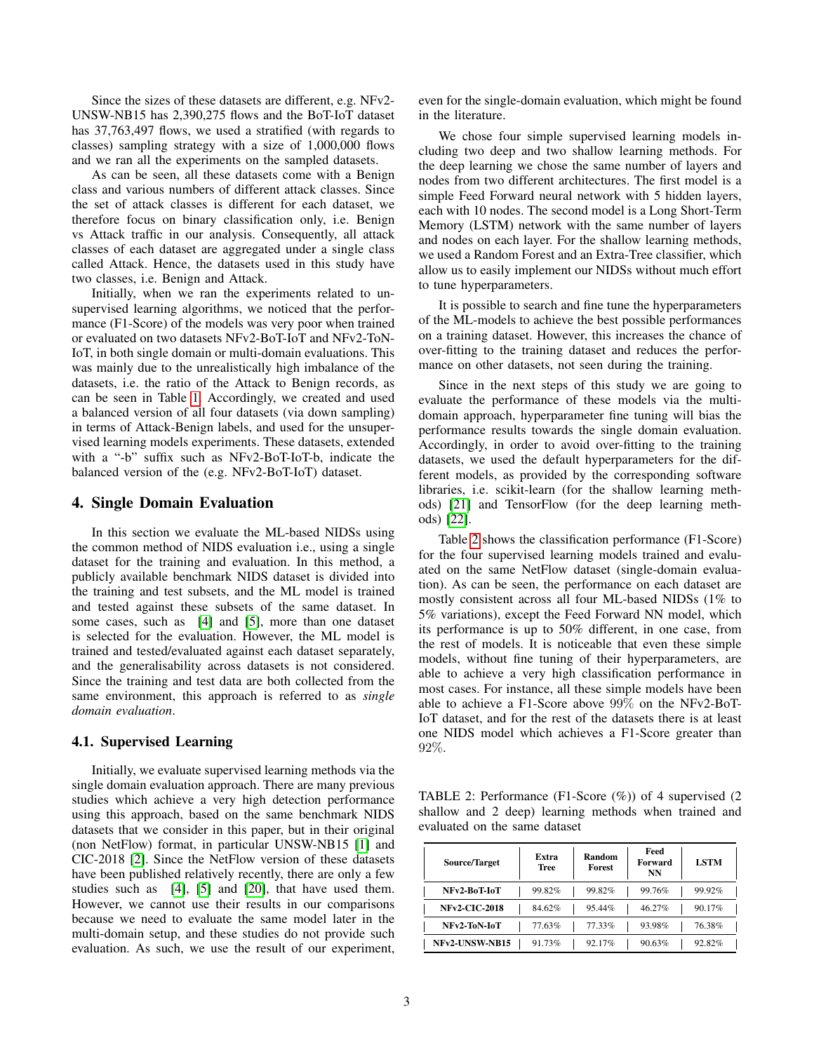Since the sizes of these datasets are different, e.g. NFv2-UNSW-NB15 has 2,390,275 flows and the BoT-IoT dataset has 37,763,497 flows, we used a stratified (with regards to classes) sampling strategy with a size of 1,000,000 flows and we ran all the experiments on the sampled datasets.

As can be seen, all these datasets come with a Benign class and various numbers of different attack classes. Since the set of attack classes is different for each dataset, we therefore focus on binary classification only, i.e. Benign vs Attack traffic in our analysis. Consequently, all attack classes of each dataset are aggregated under a single class called Attack. Hence, the datasets used in this study have two classes, i.e. Benign and Attack.

Initially, when we ran the experiments related to unsupervised learning algorithms, we noticed that the performance (F1-Score) of the models was very poor when trained or evaluated on two datasets NFv2-BoT-IoT and NFv2-ToN-IoT, in both single domain or multi-domain evaluations. This was mainly due to the unrealistically high imbalance of the datasets, i.e. the ratio of the Attack to Benign records, as can be seen in Table 1. Accordingly, we created and used a balanced version of all four datasets (via down sampling) in terms of Attack-Benign labels, and used for the unsupervised learning models experiments. These datasets, extended with a "-b" suffix such as NFv2-BoT-IoT-b, indicate the balanced version of the (e.g. NFv2-BoT-IoT) dataset.

## 4. Single Domain Evaluation

In this section we evaluate the ML-based NIDSs using the common method of NIDS evaluation i.e., using a single dataset for the training and evaluation. In this method, a publicly available benchmark NIDS dataset is divided into the training and test subsets, and the ML model is trained and tested against these subsets of the same dataset. In some cases, such as [4] and [5], more than one dataset is selected for the evaluation. However, the ML model is trained and tested/evaluated against each dataset separately, and the generalisability across datasets is not considered. Since the training and test data are both collected from the same environment, this approach is referred to as *single domain evaluation*.

### 4.1. Supervised Learning

Initially, we evaluate supervised learning methods via the single domain evaluation approach. There are many previous studies which achieve a very high detection performance using this approach, based on the same benchmark NIDS datasets that we consider in this paper, but in their original (non NetFlow) format, in particular UNSW-NB15 [1] and CIC-2018 [2]. Since the NetFlow version of these datasets have been published relatively recently, there are only a few studies such as [4], [5] and [20], that have used them. However, we cannot use their results in our comparisons because we need to evaluate the same model later in the multi-domain setup, and these studies do not provide such evaluation. As such, we use the result of our experiment, even for the single-domain evaluation, which might be found in the literature.

We chose four simple supervised learning models including two deep and two shallow learning methods. For the deep learning we chose the same number of layers and nodes from two different architectures. The first model is a simple Feed Forward neural network with 5 hidden layers, each with 10 nodes. The second model is a Long Short-Term Memory (LSTM) network with the same number of layers and nodes on each layer. For the shallow learning methods, we used a Random Forest and an Extra-Tree classifier, which allow us to easily implement our NIDSs without much effort to tune hyperparameters.

It is possible to search and fine tune the hyperparameters of the ML-models to achieve the best possible performances on a training dataset. However, this increases the chance of over-fitting to the training dataset and reduces the performance on other datasets, not seen during the training.

Since in the next steps of this study we are going to evaluate the performance of these models via the multi-domain approach, hyperparameter fine tuning will bias the performance results towards the single domain evaluation. Accordingly, in order to avoid over-fitting to the training datasets, we used the default hyperparameters for the different models, as provided by the corresponding software libraries, i.e. scikit-learn (for the shallow learning methods) [21] and TensorFlow (for the deep learning methods) [22].

Table 2 shows the classification performance (F1-Score) for the four supervised learning models trained and evaluated on the same NetFlow dataset (single-domain evaluation). As can be seen, the performance on each dataset are mostly consistent across all four ML-based NIDSs (1% to 5% variations), except the Feed Forward NN model, which its performance is up to 50% different, in one case, from the rest of models. It is noticeable that even these simple models, without fine tuning of their hyperparameters, are able to achieve a very high classification performance in most cases. For instance, all these simple models have been able to achieve a F1-Score above 99% on the NFv2-BoT-IoT dataset, and for the rest of the datasets there is at least one NIDS model which achieves a F1-Score greater than 92%.

TABLE 2: Performance (F1-Score (%)) of 4 supervised (2 shallow and 2 deep) learning methods when trained and evaluated on the same dataset

| Source/Target | Extra Tree | Random Forest | Feed Forward NN | LSTM |
|---|---|---|---|---|
| **NFv2-BoT-IoT** | 99.82% | 99.82% | 99.76% | 99.92% |
| **NFv2-CIC-2018** | 84.62% | 95.44% | 46.27% | 90.17% |
| **NFv2-ToN-IoT** | 77.63% | 77.33% | 93.98% | 76.38% |
| **NFv2-UNSW-NB15** | 91.73% | 92.17% | 90.63% | 92.82% |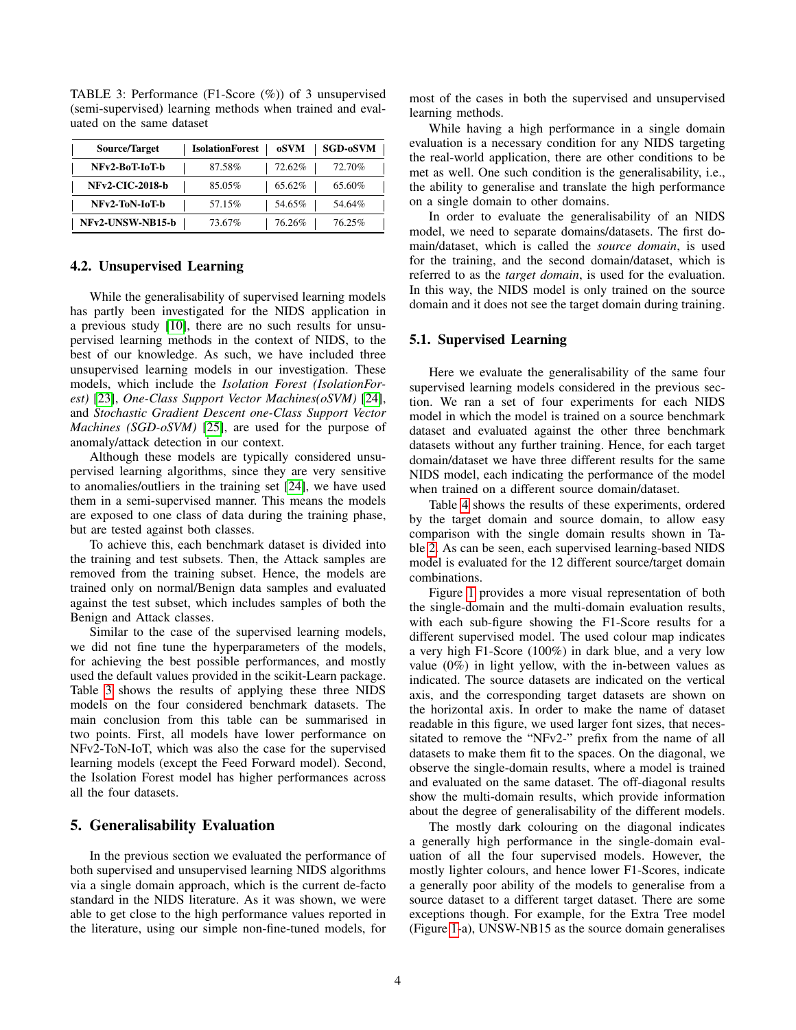TABLE 3: Performance (F1-Score (%)) of 3 unsupervised (semi-supervised) learning methods when trained and evaluated on the same dataset

| Source/Target | IsolationForest | oSVM | SGD-oSVM |
|---|---|---|---|
| **NFv2-BoT-IoT-b** | 87.58% | 72.62% | 72.70% |
| **NFv2-CIC-2018-b** | 85.05% | 65.62% | 65.60% |
| **NFv2-ToN-IoT-b** | 57.15% | 54.65% | 54.64% |
| **NFv2-UNSW-NB15-b** | 73.67% | 76.26% | 76.25% |

### 4.2. Unsupervised Learning

While the generalisability of supervised learning models has partly been investigated for the NIDS application in a previous study [10], there are no such results for unsupervised learning methods in the context of NIDS, to the best of our knowledge. As such, we have included three unsupervised learning models in our investigation. These models, which include the *Isolation Forest (IsolationForest)* [23], *One-Class Support Vector Machines(oSVM)* [24], and *Stochastic Gradient Descent one-Class Support Vector Machines (SGD-oSVM)* [25], are used for the purpose of anomaly/attack detection in our context.

Although these models are typically considered unsupervised learning algorithms, since they are very sensitive to anomalies/outliers in the training set [24], we have used them in a semi-supervised manner. This means the models are exposed to one class of data during the training phase, but are tested against both classes.

To achieve this, each benchmark dataset is divided into the training and test subsets. Then, the Attack samples are removed from the training subset. Hence, the models are trained only on normal/Benign data samples and evaluated against the test subset, which includes samples of both the Benign and Attack classes.

Similar to the case of the supervised learning models, we did not fine tune the hyperparameters of the models, for achieving the best possible performances, and mostly used the default values provided in the scikit-Learn package. Table 3 shows the results of applying these three NIDS models on the four considered benchmark datasets. The main conclusion from this table can be summarised in two points. First, all models have lower performance on NFv2-ToN-IoT, which was also the case for the supervised learning models (except the Feed Forward model). Second, the Isolation Forest model has higher performances across all the four datasets.

## 5. Generalisability Evaluation

In the previous section we evaluated the performance of both supervised and unsupervised learning NIDS algorithms via a single domain approach, which is the current de-facto standard in the NIDS literature. As it was shown, we were able to get close to the high performance values reported in the literature, using our simple non-fine-tuned models, for most of the cases in both the supervised and unsupervised learning methods.

While having a high performance in a single domain evaluation is a necessary condition for any NIDS targeting the real-world application, there are other conditions to be met as well. One such condition is the generalisability, i.e., the ability to generalise and translate the high performance on a single domain to other domains.

In order to evaluate the generalisability of an NIDS model, we need to separate domains/datasets. The first domain/dataset, which is called the *source domain*, is used for the training, and the second domain/dataset, which is referred to as the *target domain*, is used for the evaluation. In this way, the NIDS model is only trained on the source domain and it does not see the target domain during training.

### 5.1. Supervised Learning

Here we evaluate the generalisability of the same four supervised learning models considered in the previous section. We ran a set of four experiments for each NIDS model in which the model is trained on a source benchmark dataset and evaluated against the other three benchmark datasets without any further training. Hence, for each target domain/dataset we have three different results for the same NIDS model, each indicating the performance of the model when trained on a different source domain/dataset.

Table 4 shows the results of these experiments, ordered by the target domain and source domain, to allow easy comparison with the single domain results shown in Table 2. As can be seen, each supervised learning-based NIDS model is evaluated for the 12 different source/target domain combinations.

Figure 1 provides a more visual representation of both the single-domain and the multi-domain evaluation results, with each sub-figure showing the F1-Score results for a different supervised model. The used colour map indicates a very high F1-Score (100%) in dark blue, and a very low value (0%) in light yellow, with the in-between values as indicated. The source datasets are indicated on the vertical axis, and the corresponding target datasets are shown on the horizontal axis. In order to make the name of dataset readable in this figure, we used larger font sizes, that necessitated to remove the "NFv2-" prefix from the name of all datasets to make them fit to the spaces. On the diagonal, we observe the single-domain results, where a model is trained and evaluated on the same dataset. The off-diagonal results show the multi-domain results, which provide information about the degree of generalisability of the different models.

The mostly dark colouring on the diagonal indicates a generally high performance in the single-domain evaluation of all the four supervised models. However, the mostly lighter colours, and hence lower F1-Scores, indicate a generally poor ability of the models to generalise from a source dataset to a different target dataset. There are some exceptions though. For example, for the Extra Tree model (Figure 1-a), UNSW-NB15 as the source domain generalises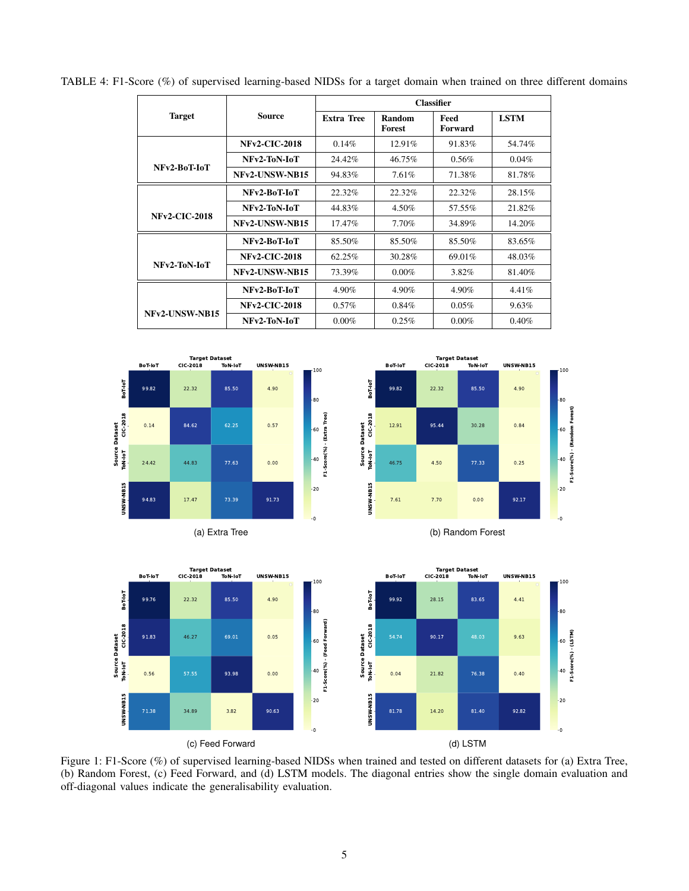TABLE 4: F1-Score (%) of supervised learning-based NIDSs for a target domain when trained on three different domains

| Target | Source | Classifier | | | |
|---|---|---|---|---|---|
| | | Extra Tree | Random Forest | Feed Forward | LSTM |
| NFv2-BoT-IoT | NFv2-CIC-2018 | 0.14% | 12.91% | 91.83% | 54.74% |
| | NFv2-ToN-IoT | 24.42% | 46.75% | 0.56% | 0.04% |
| | NFv2-UNSW-NB15 | 94.83% | 7.61% | 71.38% | 81.78% |
| NFv2-CIC-2018 | NFv2-BoT-IoT | 22.32% | 22.32% | 22.32% | 28.15% |
| | NFv2-ToN-IoT | 44.83% | 4.50% | 57.55% | 21.82% |
| | NFv2-UNSW-NB15 | 17.47% | 7.70% | 34.89% | 14.20% |
| NFv2-ToN-IoT | NFv2-BoT-IoT | 85.50% | 85.50% | 85.50% | 83.65% |
| | NFv2-CIC-2018 | 62.25% | 30.28% | 69.01% | 48.03% |
| | NFv2-UNSW-NB15 | 73.39% | 0.00% | 3.82% | 81.40% |
| NFv2-UNSW-NB15 | NFv2-BoT-IoT | 4.90% | 4.90% | 4.90% | 4.41% |
| | NFv2-CIC-2018 | 0.57% | 0.84% | 0.05% | 9.63% |
| | NFv2-ToN-IoT | 0.00% | 0.25% | 0.00% | 0.40% |

(a) Extra Tree

(b) Random Forest

(c) Feed Forward

(d) LSTM

Figure 1: F1-Score (%) of supervised learning-based NIDSs when trained and tested on different datasets for (a) Extra Tree, (b) Random Forest, (c) Feed Forward, and (d) LSTM models. The diagonal entries show the single domain evaluation and off-diagonal values indicate the generalisability evaluation.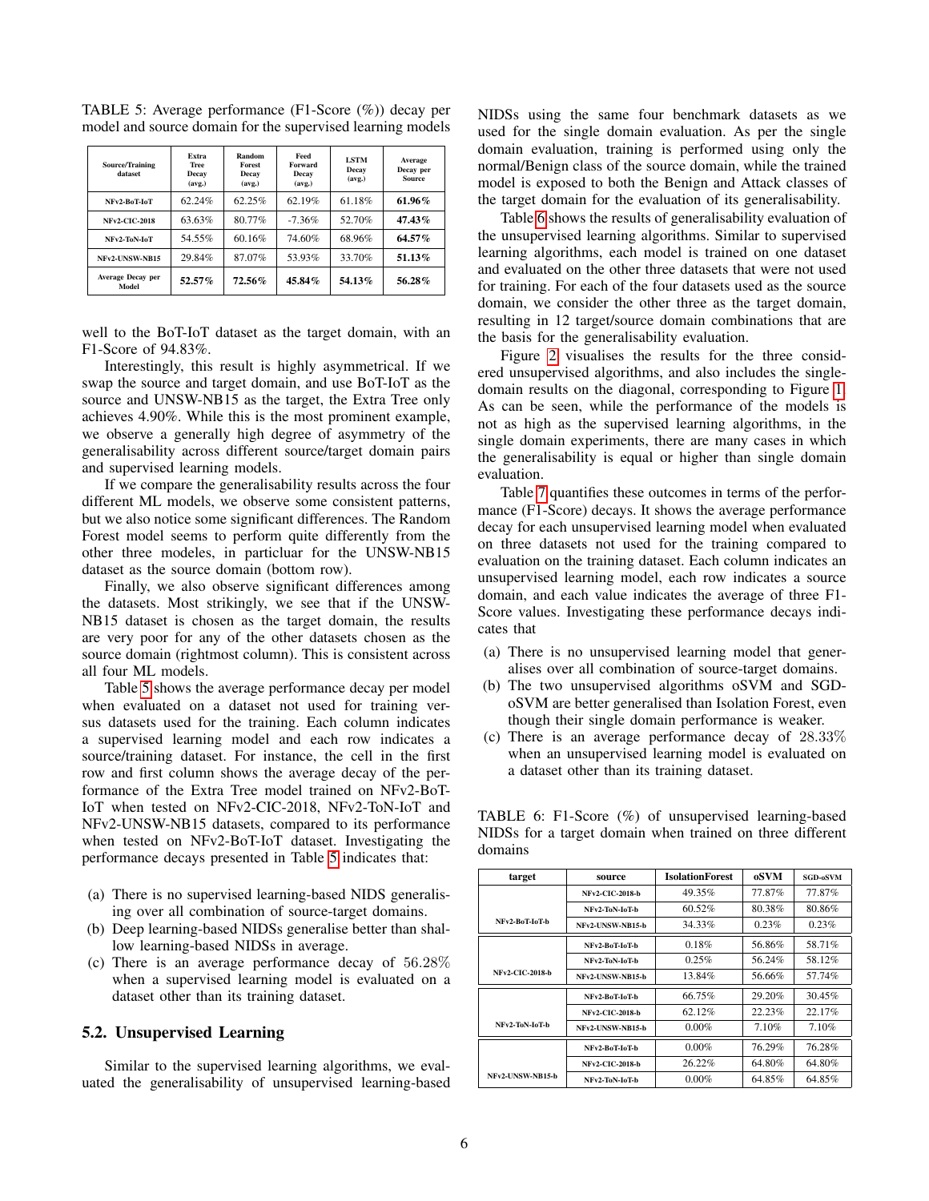TABLE 5: Average performance (F1-Score (%)) decay per model and source domain for the supervised learning models

| Source/Training dataset | Extra Tree Decay (avg.) | Random Forest Decay (avg.) | Feed Forward Decay (avg.) | LSTM Decay (avg.) | Average Decay per Source |
|---|---|---|---|---|---|
| NFv2-BoT-IoT | 62.24% | 62.25% | 62.19% | 61.18% | **61.96%** |
| NFv2-CIC-2018 | 63.63% | 80.77% | -7.36% | 52.70% | **47.43%** |
| NFv2-ToN-IoT | 54.55% | 60.16% | 74.60% | 68.96% | **64.57%** |
| NFv2-UNSW-NB15 | 29.84% | 87.07% | 53.93% | 33.70% | **51.13%** |
| Average Decay per Model | **52.57%** | **72.56%** | **45.84%** | **54.13%** | **56.28%** |

well to the BoT-IoT dataset as the target domain, with an F1-Score of 94.83%.

Interestingly, this result is highly asymmetrical. If we swap the source and target domain, and use BoT-IoT as the source and UNSW-NB15 as the target, the Extra Tree only achieves 4.90%. While this is the most prominent example, we observe a generally high degree of asymmetry of the generalisability across different source/target domain pairs and supervised learning models.

If we compare the generalisability results across the four different ML models, we observe some consistent patterns, but we also notice some significant differences. The Random Forest model seems to perform quite differently from the other three modeles, in particular for the UNSW-NB15 dataset as the source domain (bottom row).

Finally, we also observe significant differences among the datasets. Most strikingly, we see that if the UNSW-NB15 dataset is chosen as the target domain, the results are very poor for any of the other datasets chosen as the source domain (rightmost column). This is consistent across all four ML models.

Table 5 shows the average performance decay per model when evaluated on a dataset not used for training versus datasets used for the training. Each column indicates a supervised learning model and each row indicates a source/training dataset. For instance, the cell in the first row and first column shows the average decay of the performance of the Extra Tree model trained on NFv2-BoT-IoT when tested on NFv2-CIC-2018, NFv2-ToN-IoT and NFv2-UNSW-NB15 datasets, compared to its performance when tested on NFv2-BoT-IoT dataset. Investigating the performance decays presented in Table 5 indicates that:

(a) There is no supervised learning-based NIDS generalising over all combination of source-target domains.
(b) Deep learning-based NIDSs generalise better than shallow learning-based NIDSs in average.
(c) There is an average performance decay of 56.28% when a supervised learning model is evaluated on a dataset other than its training dataset.

## 5.2. Unsupervised Learning

Similar to the supervised learning algorithms, we evaluated the generalisability of unsupervised learning-based NIDSs using the same four benchmark datasets as we used for the single domain evaluation. As per the single domain evaluation, training is performed using only the normal/Benign class of the source domain, while the trained model is exposed to both the Benign and Attack classes of the target domain for the evaluation of its generalisability.

Table 6 shows the results of generalisability evaluation of the unsupervised learning algorithms. Similar to supervised learning algorithms, each model is trained on one dataset and evaluated on the other three datasets that were not used for training. For each of the four datasets used as the source domain, we consider the other three as the target domain, resulting in 12 target/source domain combinations that are the basis for the generalisability evaluation.

Figure 2 visualises the results for the three considered unsupervised algorithms, and also includes the single-domain results on the diagonal, corresponding to Figure 1. As can be seen, while the performance of the models is not as high as the supervised learning algorithms, in the single domain experiments, there are many cases in which the generalisability is equal or higher than single domain evaluation.

Table 7 quantifies these outcomes in terms of the performance (F1-Score) decays. It shows the average performance decay for each unsupervised learning model when evaluated on three datasets not used for the training compared to evaluation on the training dataset. Each column indicates an unsupervised learning model, each row indicates a source domain, and each value indicates the average of three F1-Score values. Investigating these performance decays indicates that

(a) There is no unsupervised learning model that generalises over all combination of source-target domains.
(b) The two unsupervised algorithms oSVM and SGD-oSVM are better generalised than Isolation Forest, even though their single domain performance is weaker.
(c) There is an average performance decay of 28.33% when an unsupervised learning model is evaluated on a dataset other than its training dataset.

TABLE 6: F1-Score (%) of unsupervised learning-based NIDSs for a target domain when trained on three different domains

| target | source | IsolationForest | oSVM | SGD-oSVM |
|---|---|---|---|---|
| NFv2-BoT-IoT-b | NFv2-CIC-2018-b | 49.35% | 77.87% | 77.87% |
| | NFv2-ToN-IoT-b | 60.52% | 80.38% | 80.86% |
| | NFv2-UNSW-NB15-b | 34.33% | 0.23% | 0.23% |
| NFv2-CIC-2018-b | NFv2-BoT-IoT-b | 0.18% | 56.86% | 58.71% |
| | NFv2-ToN-IoT-b | 0.25% | 56.24% | 58.12% |
| | NFv2-UNSW-NB15-b | 13.84% | 56.66% | 57.74% |
| NFv2-ToN-IoT-b | NFv2-BoT-IoT-b | 66.75% | 29.20% | 30.45% |
| | NFv2-CIC-2018-b | 62.12% | 22.23% | 22.17% |
| | NFv2-UNSW-NB15-b | 0.00% | 7.10% | 7.10% |
| NFv2-UNSW-NB15-b | NFv2-BoT-IoT-b | 0.00% | 76.29% | 76.28% |
| | NFv2-CIC-2018-b | 26.22% | 64.80% | 64.80% |
| | NFv2-ToN-IoT-b | 0.00% | 64.85% | 64.85% |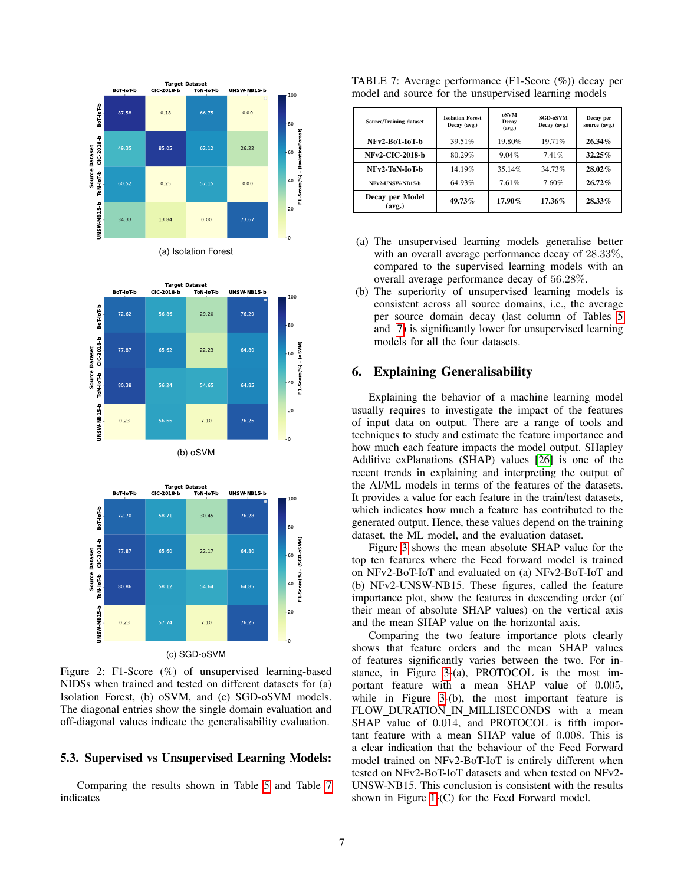Figure 2: F1-Score (%) of unsupervised learning-based NIDSs when trained and tested on different datasets for (a) Isolation Forest, (b) oSVM, and (c) SGD-oSVM models. The diagonal entries show the single domain evaluation and off-diagonal values indicate the generalisability evaluation.

### 5.3. Supervised vs Unsupervised Learning Models:

Comparing the results shown in Table 5 and Table 7 indicates

TABLE 7: Average performance (F1-Score (%)) decay per model and source for the unsupervised learning models

| Source/Training dataset | Isolation Forest Decay (avg.) | oSVM Decay (avg.) | SGD-oSVM Decay (avg.) | Decay per source (avg.) |
|---|---|---|---|---|
| NFv2-BoT-IoT-b | 39.51% | 19.80% | 19.71% | **26.34%** |
| NFv2-CIC-2018-b | 80.29% | 9.04% | 7.41% | **32.25%** |
| NFv2-ToN-IoT-b | 14.19% | 35.14% | 34.73% | **28.02%** |
| NFv2-UNSW-NB15-b | 64.93% | 7.61% | 7.60% | **26.72%** |
| **Decay per Model (avg.)** | **49.73%** | **17.90%** | **17.36%** | **28.33%** |

(a) The unsupervised learning models generalise better with an overall average performance decay of 28.33%, compared to the supervised learning models with an overall average performance decay of 56.28%.

(b) The superiority of unsupervised learning models is consistent across all source domains, i.e., the average per source domain decay (last column of Tables 5 and 7) is significantly lower for unsupervised learning models for all the four datasets.

## 6. Explaining Generalisability

Explaining the behavior of a machine learning model usually requires to investigate the impact of the features of input data on output. There are a range of tools and techniques to study and estimate the feature importance and how much each feature impacts the model output. SHapley Additive exPlanations (SHAP) values [26] is one of the recent trends in explaining and interpreting the output of the AI/ML models in terms of the features of the datasets. It provides a value for each feature in the train/test datasets, which indicates how much a feature has contributed to the generated output. Hence, these values depend on the training dataset, the ML model, and the evaluation dataset.

Figure 3 shows the mean absolute SHAP value for the top ten features where the Feed forward model is trained on NFv2-BoT-IoT and evaluated on (a) NFv2-BoT-IoT and (b) NFv2-UNSW-NB15. These figures, called the feature importance plot, show the features in descending order (of their mean of absolute SHAP values) on the vertical axis and the mean SHAP value on the horizontal axis.

Comparing the two feature importance plots clearly shows that feature orders and the mean SHAP values of features significantly varies between the two. For instance, in Figure 3-(a), PROTOCOL is the most important feature with a mean SHAP value of 0.005, while in Figure 3-(b), the most important feature is FLOW_DURATION_IN_MILLISECONDS with a mean SHAP value of 0.014, and PROTOCOL is fifth important feature with a mean SHAP value of 0.008. This is a clear indication that the behaviour of the Feed Forward model trained on NFv2-BoT-IoT is entirely different when tested on NFv2-BoT-IoT datasets and when tested on NFv2-UNSW-NB15. This conclusion is consistent with the results shown in Figure 1-(C) for the Feed Forward model.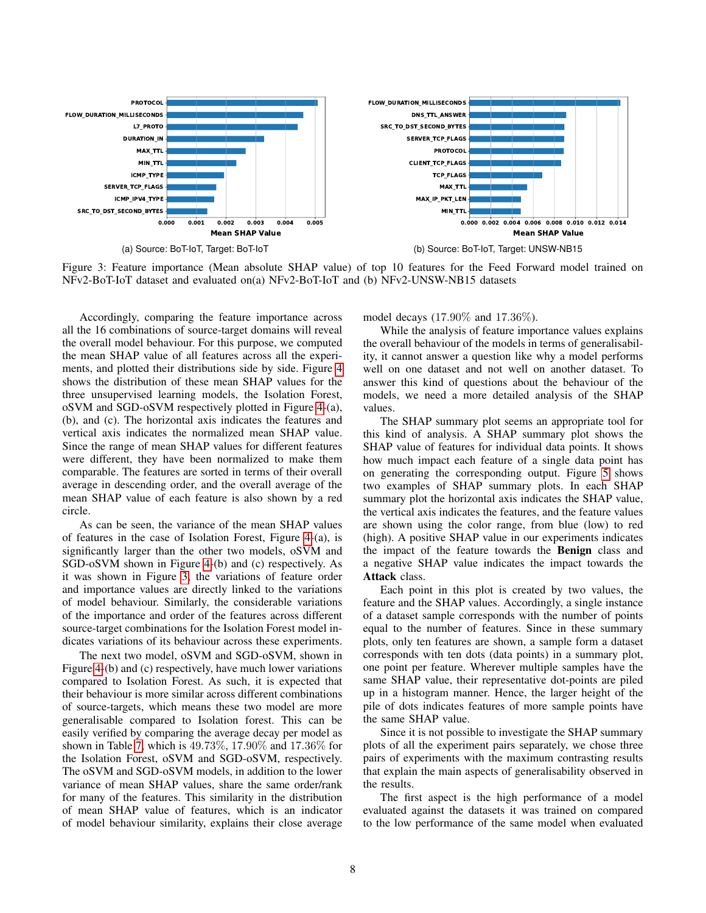(a) Source: BoT-IoT, Target: BoT-IoT

(b) Source: BoT-IoT, Target: UNSW-NB15

Figure 3: Feature importance (Mean absolute SHAP value) of top 10 features for the Feed Forward model trained on NFv2-BoT-IoT dataset and evaluated on(a) NFv2-BoT-IoT and (b) NFv2-UNSW-NB15 datasets

Accordingly, comparing the feature importance across all the 16 combinations of source-target domains will reveal the overall model behaviour. For this purpose, we computed the mean SHAP value of all features across all the experiments, and plotted their distributions side by side. Figure 4 shows the distribution of these mean SHAP values for the three unsupervised learning models, the Isolation Forest, oSVM and SGD-oSVM respectively plotted in Figure 4-(a), (b), and (c). The horizontal axis indicates the features and vertical axis indicates the normalized mean SHAP value. Since the range of mean SHAP values for different features were different, they have been normalized to make them comparable. The features are sorted in terms of their overall average in descending order, and the overall average of the mean SHAP value of each feature is also shown by a red circle.

As can be seen, the variance of the mean SHAP values of features in the case of Isolation Forest, Figure 4-(a), is significantly larger than the other two models, oSVM and SGD-oSVM shown in Figure 4-(b) and (c) respectively. As it was shown in Figure 3, the variations of feature order and importance values are directly linked to the variations of model behaviour. Similarly, the considerable variations of the importance and order of the features across different source-target combinations for the Isolation Forest model indicates variations of its behaviour across these experiments.

The next two model, oSVM and SGD-oSVM, shown in Figure 4-(b) and (c) respectively, have much lower variations compared to Isolation Forest. As such, it is expected that their behaviour is more similar across different combinations of source-targets, which means these two model are more generalisable compared to Isolation forest. This can be easily verified by comparing the average decay per model as shown in Table 7, which is $49.73\%$, $17.90\%$ and $17.36\%$ for the Isolation Forest, oSVM and SGD-oSVM, respectively. The oSVM and SGD-oSVM models, in addition to the lower variance of mean SHAP values, share the same order/rank for many of the features. This similarity in the distribution of mean SHAP value of features, which is an indicator of model behaviour similarity, explains their close average model decays ($17.90\%$ and $17.36\%$).

While the analysis of feature importance values explains the overall behaviour of the models in terms of generalisability, it cannot answer a question like why a model performs well on one dataset and not well on another dataset. To answer this kind of questions about the behaviour of the models, we need a more detailed analysis of the SHAP values.

The SHAP summary plot seems an appropriate tool for this kind of analysis. A SHAP summary plot shows the SHAP value of features for individual data points. It shows how much impact each feature of a single data point has on generating the corresponding output. Figure 5 shows two examples of SHAP summary plots. In each SHAP summary plot the horizontal axis indicates the SHAP value, the vertical axis indicates the features, and the feature values are shown using the color range, from blue (low) to red (high). A positive SHAP value in our experiments indicates the impact of the feature towards the **Benign** class and a negative SHAP value indicates the impact towards the **Attack** class.

Each point in this plot is created by two values, the feature and the SHAP values. Accordingly, a single instance of a dataset sample corresponds with the number of points equal to the number of features. Since in these summary plots, only ten features are shown, a sample form a dataset corresponds with ten dots (data points) in a summary plot, one point per feature. Wherever multiple samples have the same SHAP value, their representative dot-points are piled up in a histogram manner. Hence, the larger height of the pile of dots indicates features of more sample points have the same SHAP value.

Since it is not possible to investigate the SHAP summary plots of all the experiment pairs separately, we chose three pairs of experiments with the maximum contrasting results that explain the main aspects of generalisability observed in the results.

The first aspect is the high performance of a model evaluated against the datasets it was trained on compared to the low performance of the same model when evaluated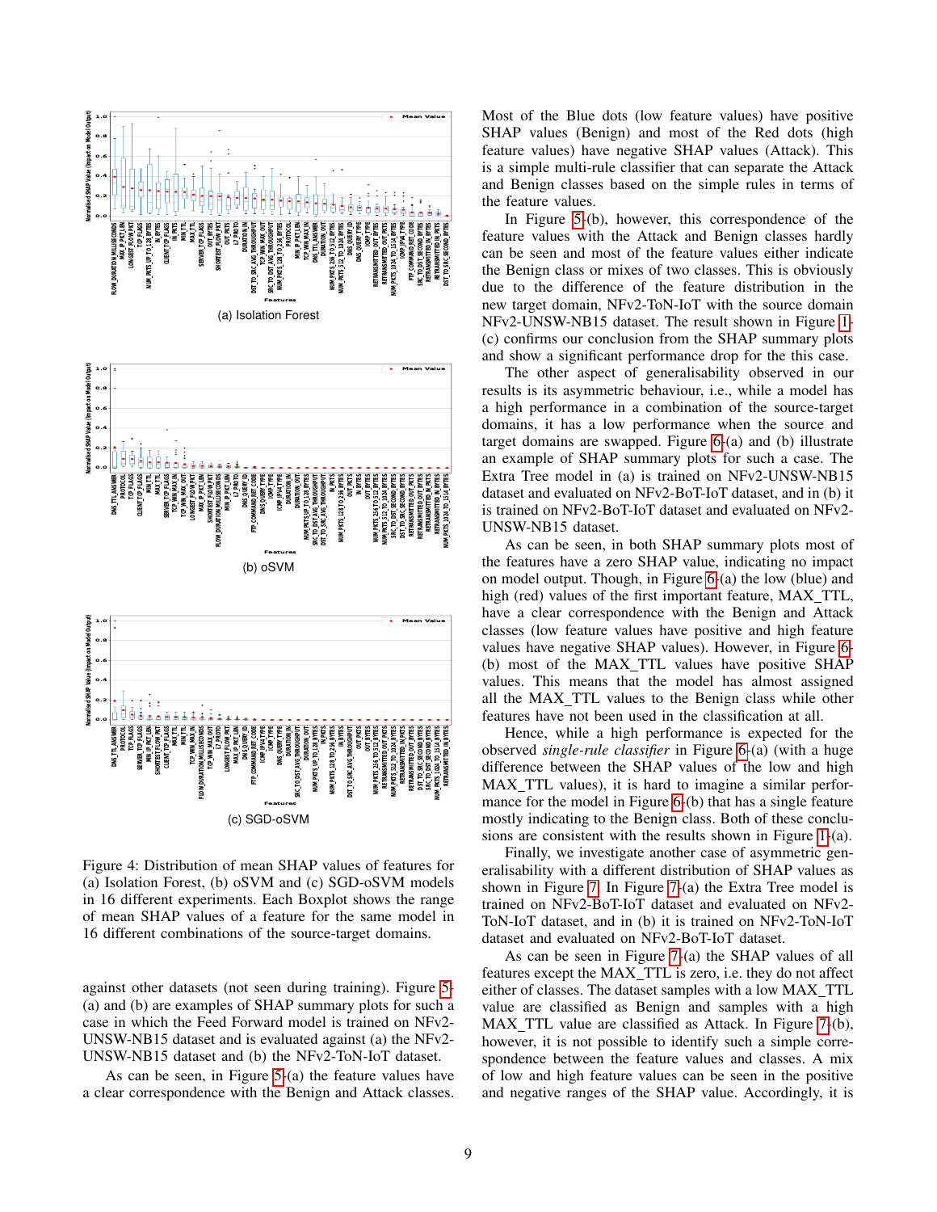(a) Isolation Forest

(b) oSVM

(c) SGD-oSVM

Figure 4: Distribution of mean SHAP values of features for (a) Isolation Forest, (b) oSVM and (c) SGD-oSVM models in 16 different experiments. Each Boxplot shows the range of mean SHAP values of a feature for the same model in 16 different combinations of the source-target domains.

against other datasets (not seen during training). Figure 5-(a) and (b) are examples of SHAP summary plots for such a case in which the Feed Forward model is trained on NFv2-UNSW-NB15 dataset and is evaluated against (a) the NFv2-UNSW-NB15 dataset and (b) the NFv2-ToN-IoT dataset.

As can be seen, in Figure 5-(a) the feature values have a clear correspondence with the Benign and Attack classes. Most of the Blue dots (low feature values) have positive SHAP values (Benign) and most of the Red dots (high feature values) have negative SHAP values (Attack). This is a simple multi-rule classifier that can separate the Attack and Benign classes based on the simple rules in terms of the feature values.

In Figure 5-(b), however, this correspondence of the feature values with the Attack and Benign classes hardly can be seen and most of the feature values either indicate the Benign class or mixes of two classes. This is obviously due to the difference of the feature distribution in the new target domain, NFv2-ToN-IoT with the source domain NFv2-UNSW-NB15 dataset. The result shown in Figure 1-(c) confirms our conclusion from the SHAP summary plots and show a significant performance drop for the this case.

The other aspect of generalisability observed in our results is its asymmetric behaviour, i.e., while a model has a high performance in a combination of the source-target domains, it has a low performance when the source and target domains are swapped. Figure 6-(a) and (b) illustrate an example of SHAP summary plots for such a case. The Extra Tree model in (a) is trained on NFv2-UNSW-NB15 dataset and evaluated on NFv2-BoT-IoT dataset, and in (b) it is trained on NFv2-BoT-IoT dataset and evaluated on NFv2-UNSW-NB15 dataset.

As can be seen, in both SHAP summary plots most of the features have a zero SHAP value, indicating no impact on model output. Though, in Figure 6-(a) the low (blue) and high (red) values of the first important feature, MAX_TTL, have a clear correspondence with the Benign and Attack classes (low feature values have positive and high feature values have negative SHAP values). However, in Figure 6-(b) most of the MAX_TTL values have positive SHAP values. This means that the model has almost assigned all the MAX_TTL values to the Benign class while other features have not been used in the classification at all.

Hence, while a high performance is expected for the observed *single-rule classifier* in Figure 6-(a) (with a huge difference between the SHAP values of the low and high MAX_TTL values), it is hard to imagine a similar performance for the model in Figure 6-(b) that has a single feature mostly indicating to the Benign class. Both of these conclusions are consistent with the results shown in Figure 1-(a).

Finally, we investigate another case of asymmetric generalisability with a different distribution of SHAP values as shown in Figure 7. In Figure 7-(a) the Extra Tree model is trained on NFv2-BoT-IoT dataset and evaluated on NFv2-ToN-IoT dataset, and in (b) it is trained on NFv2-ToN-IoT dataset and evaluated on NFv2-BoT-IoT dataset.

As can be seen in Figure 7-(a) the SHAP values of all features except the MAX_TTL is zero, i.e. they do not affect either of classes. The dataset samples with a low MAX_TTL value are classified as Benign and samples with a high MAX_TTL value are classified as Attack. In Figure 7-(b), however, it is not possible to identify such a simple correspondence between the feature values and classes. A mix of low and high feature values can be seen in the positive and negative ranges of the SHAP value. Accordingly, it is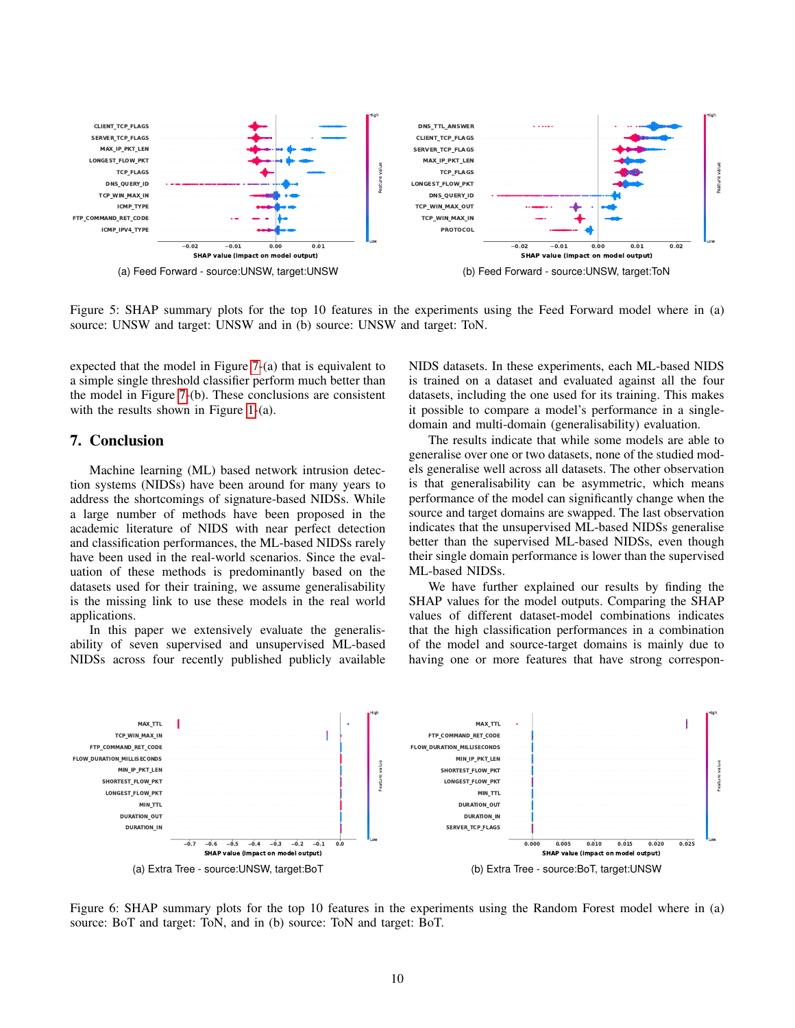(a) Feed Forward - source:UNSW, target:UNSW

(b) Feed Forward - source:UNSW, target:ToN

Figure 5: SHAP summary plots for the top 10 features in the experiments using the Feed Forward model where in (a) source: UNSW and target: UNSW and in (b) source: UNSW and target: ToN.

expected that the model in Figure 7-(a) that is equivalent to a simple single threshold classifier perform much better than the model in Figure 7-(b). These conclusions are consistent with the results shown in Figure 1-(a).

## 7. Conclusion

Machine learning (ML) based network intrusion detection systems (NIDSs) have been around for many years to address the shortcomings of signature-based NIDSs. While a large number of methods have been proposed in the academic literature of NIDS with near perfect detection and classification performances, the ML-based NIDSs rarely have been used in the real-world scenarios. Since the evaluation of these methods is predominantly based on the datasets used for their training, we assume generalisability is the missing link to use these models in the real world applications.

In this paper we extensively evaluate the generalisability of seven supervised and unsupervised ML-based NIDSs across four recently published publicly available NIDS datasets. In these experiments, each ML-based NIDS is trained on a dataset and evaluated against all the four datasets, including the one used for its training. This makes it possible to compare a model's performance in a single-domain and multi-domain (generalisability) evaluation.

The results indicate that while some models are able to generalise over one or two datasets, none of the studied models generalise well across all datasets. The other observation is that generalisability can be asymmetric, which means performance of the model can significantly change when the source and target domains are swapped. The last observation indicates that the unsupervised ML-based NIDSs generalise better than the supervised ML-based NIDSs, even though their single domain performance is lower than the supervised ML-based NIDSs.

We have further explained our results by finding the SHAP values for the model outputs. Comparing the SHAP values of different dataset-model combinations indicates that the high classification performances in a combination of the model and source-target domains is mainly due to having one or more features that have strong correspon-

(a) Extra Tree - source:UNSW, target:BoT

(b) Extra Tree - source:BoT, target:UNSW

Figure 6: SHAP summary plots for the top 10 features in the experiments using the Random Forest model where in (a) source: BoT and target: ToN, and in (b) source: ToN and target: BoT.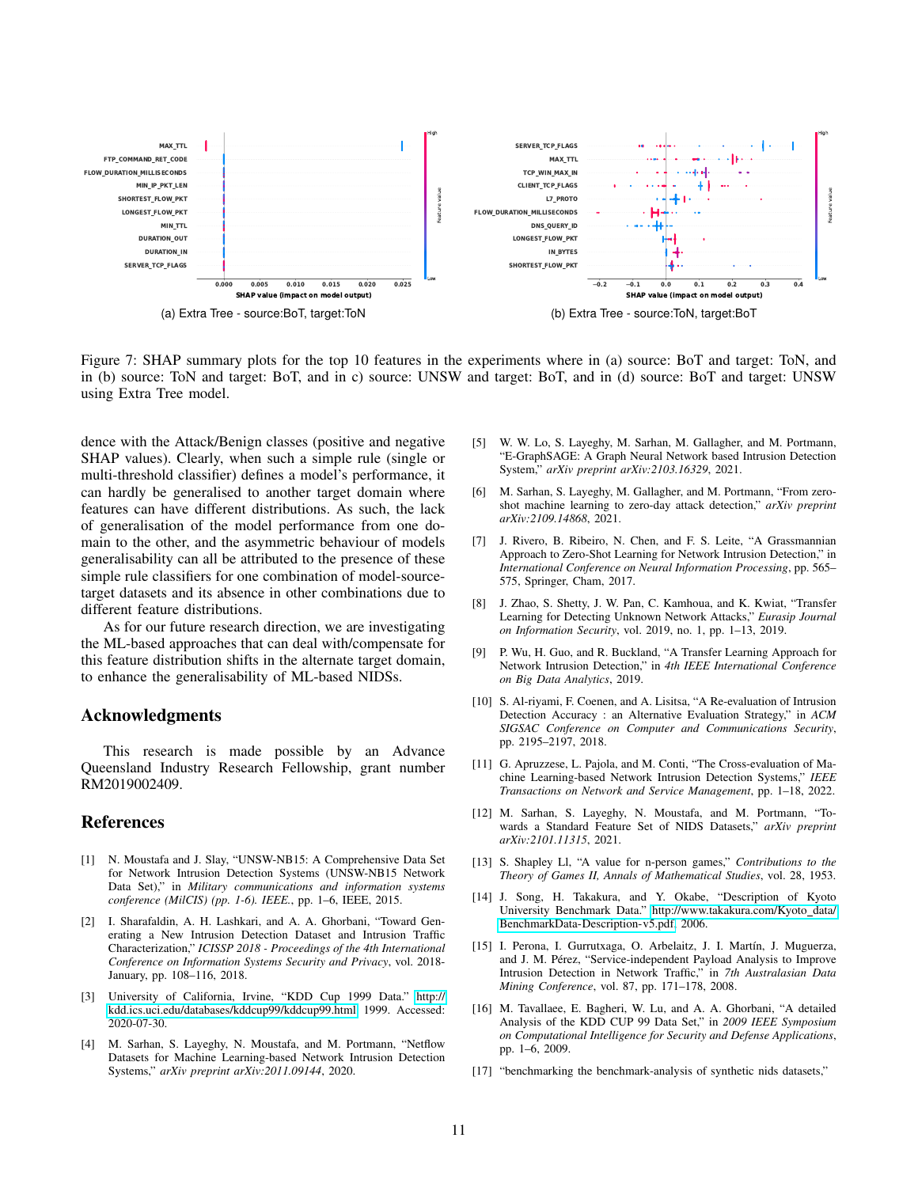(a) Extra Tree - source:BoT, target:ToN

(b) Extra Tree - source:ToN, target:BoT

Figure 7: SHAP summary plots for the top 10 features in the experiments where in (a) source: BoT and target: ToN, and in (b) source: ToN and target: BoT, and in c) source: UNSW and target: BoT, and in (d) source: BoT and target: UNSW using Extra Tree model.

dence with the Attack/Benign classes (positive and negative SHAP values). Clearly, when such a simple rule (single or multi-threshold classifier) defines a model's performance, it can hardly be generalised to another target domain where features can have different distributions. As such, the lack of generalisation of the model performance from one domain to the other, and the asymmetric behaviour of models generalisability can all be attributed to the presence of these simple rule classifiers for one combination of model-source-target datasets and its absence in other combinations due to different feature distributions.

As for our future research direction, we are investigating the ML-based approaches that can deal with/compensate for this feature distribution shifts in the alternate target domain, to enhance the generalisability of ML-based NIDSs.

## Acknowledgments

This research is made possible by an Advance Queensland Industry Research Fellowship, grant number RM2019002409.

## References

[1] N. Moustafa and J. Slay, "UNSW-NB15: A Comprehensive Data Set for Network Intrusion Detection Systems (UNSW-NB15 Network Data Set)," in *Military communications and information systems conference (MilCIS) (pp. 1-6). IEEE.*, pp. 1–6, IEEE, 2015.

[2] I. Sharafaldin, A. H. Lashkari, and A. A. Ghorbani, "Toward Generating a New Intrusion Detection Dataset and Intrusion Traffic Characterization," *ICISSP 2018 - Proceedings of the 4th International Conference on Information Systems Security and Privacy*, vol. 2018-January, pp. 108–116, 2018.

[3] University of California, Irvine, "KDD Cup 1999 Data." http://kdd.ics.uci.edu/databases/kddcup99/kddcup99.html, 1999. Accessed: 2020-07-30.

[4] M. Sarhan, S. Layeghy, N. Moustafa, and M. Portmann, "Netflow Datasets for Machine Learning-based Network Intrusion Detection Systems," *arXiv preprint arXiv:2011.09144*, 2020.

[5] W. W. Lo, S. Layeghy, M. Sarhan, M. Gallagher, and M. Portmann, "E-GraphSAGE: A Graph Neural Network based Intrusion Detection System," *arXiv preprint arXiv:2103.16329*, 2021.

[6] M. Sarhan, S. Layeghy, M. Gallagher, and M. Portmann, "From zero-shot machine learning to zero-day attack detection," *arXiv preprint arXiv:2109.14868*, 2021.

[7] J. Rivero, B. Ribeiro, N. Chen, and F. S. Leite, "A Grassmannian Approach to Zero-Shot Learning for Network Intrusion Detection," in *International Conference on Neural Information Processing*, pp. 565–575, Springer, Cham, 2017.

[8] J. Zhao, S. Shetty, J. W. Pan, C. Kamhoua, and K. Kwiat, "Transfer Learning for Detecting Unknown Network Attacks," *Eurasip Journal on Information Security*, vol. 2019, no. 1, pp. 1–13, 2019.

[9] P. Wu, H. Guo, and R. Buckland, "A Transfer Learning Approach for Network Intrusion Detection," in *4th IEEE International Conference on Big Data Analytics*, 2019.

[10] S. Al-riyami, F. Coenen, and A. Lisitsa, "A Re-evaluation of Intrusion Detection Accuracy : an Alternative Evaluation Strategy," in *ACM SIGSAC Conference on Computer and Communications Security*, pp. 2195–2197, 2018.

[11] G. Apruzzese, L. Pajola, and M. Conti, "The Cross-evaluation of Machine Learning-based Network Intrusion Detection Systems," *IEEE Transactions on Network and Service Management*, pp. 1–18, 2022.

[12] M. Sarhan, S. Layeghy, N. Moustafa, and M. Portmann, "Towards a Standard Feature Set of NIDS Datasets," *arXiv preprint arXiv:2101.11315*, 2021.

[13] S. Shapley Ll, "A value for n-person games," *Contributions to the Theory of Games II, Annals of Mathematical Studies*, vol. 28, 1953.

[14] J. Song, H. Takakura, and Y. Okabe, "Description of Kyoto University Benchmark Data." http://www.takakura.com/Kyoto_data/BenchmarkData-Description-v5.pdf, 2006.

[15] I. Perona, I. Gurrutxaga, O. Arbelaitz, J. I. Martín, J. Muguerza, and J. M. Pérez, "Service-independent Payload Analysis to Improve Intrusion Detection in Network Traffic," in *7th Australasian Data Mining Conference*, vol. 87, pp. 171–178, 2008.

[16] M. Tavallaee, E. Bagheri, W. Lu, and A. A. Ghorbani, "A detailed Analysis of the KDD CUP 99 Data Set," in *2009 IEEE Symposium on Computational Intelligence for Security and Defense Applications*, pp. 1–6, 2009.

[17] "benchmarking the benchmark-analysis of synthetic nids datasets,"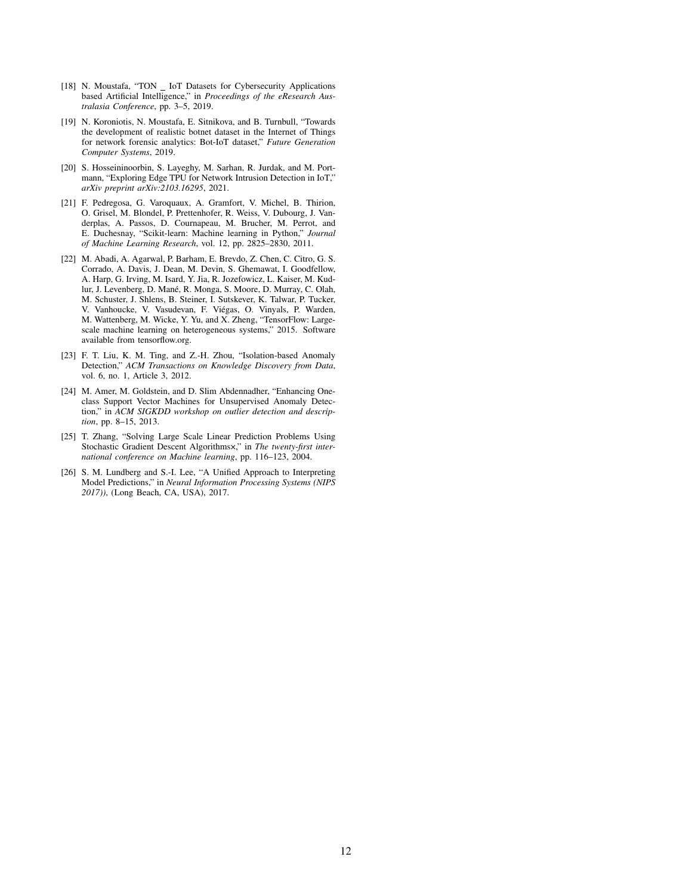[18] N. Moustafa, "TON _ IoT Datasets for Cybersecurity Applications based Artificial Intelligence," in *Proceedings of the eResearch Australasia Conference*, pp. 3–5, 2019.

[19] N. Koroniotis, N. Moustafa, E. Sitnikova, and B. Turnbull, "Towards the development of realistic botnet dataset in the Internet of Things for network forensic analytics: Bot-IoT dataset," *Future Generation Computer Systems*, 2019.

[20] S. Hosseininoorbin, S. Layeghy, M. Sarhan, R. Jurdak, and M. Portmann, "Exploring Edge TPU for Network Intrusion Detection in IoT," *arXiv preprint arXiv:2103.16295*, 2021.

[21] F. Pedregosa, G. Varoquaux, A. Gramfort, V. Michel, B. Thirion, O. Grisel, M. Blondel, P. Prettenhofer, R. Weiss, V. Dubourg, J. Vanderplas, A. Passos, D. Cournapeau, M. Brucher, M. Perrot, and E. Duchesnay, "Scikit-learn: Machine learning in Python," *Journal of Machine Learning Research*, vol. 12, pp. 2825–2830, 2011.

[22] M. Abadi, A. Agarwal, P. Barham, E. Brevdo, Z. Chen, C. Citro, G. S. Corrado, A. Davis, J. Dean, M. Devin, S. Ghemawat, I. Goodfellow, A. Harp, G. Irving, M. Isard, Y. Jia, R. Jozefowicz, L. Kaiser, M. Kudlur, J. Levenberg, D. Mané, R. Monga, S. Moore, D. Murray, C. Olah, M. Schuster, J. Shlens, B. Steiner, I. Sutskever, K. Talwar, P. Tucker, V. Vanhoucke, V. Vasudevan, F. Viégas, O. Vinyals, P. Warden, M. Wattenberg, M. Wicke, Y. Yu, and X. Zheng, "TensorFlow: Large-scale machine learning on heterogeneous systems," 2015. Software available from tensorflow.org.

[23] F. T. Liu, K. M. Ting, and Z.-H. Zhou, "Isolation-based Anomaly Detection," *ACM Transactions on Knowledge Discovery from Data*, vol. 6, no. 1, Article 3, 2012.

[24] M. Amer, M. Goldstein, and D. Slim Abdennadher, "Enhancing One-class Support Vector Machines for Unsupervised Anomaly Detection," in *ACM SIGKDD workshop on outlier detection and description*, pp. 8–15, 2013.

[25] T. Zhang, "Solving Large Scale Linear Prediction Problems Using Stochastic Gradient Descent Algorithms×," in *The twenty-first international conference on Machine learning*, pp. 116–123, 2004.

[26] S. M. Lundberg and S.-I. Lee, "A Unified Approach to Interpreting Model Predictions," in *Neural Information Processing Systems (NIPS 2017))*, (Long Beach, CA, USA), 2017.